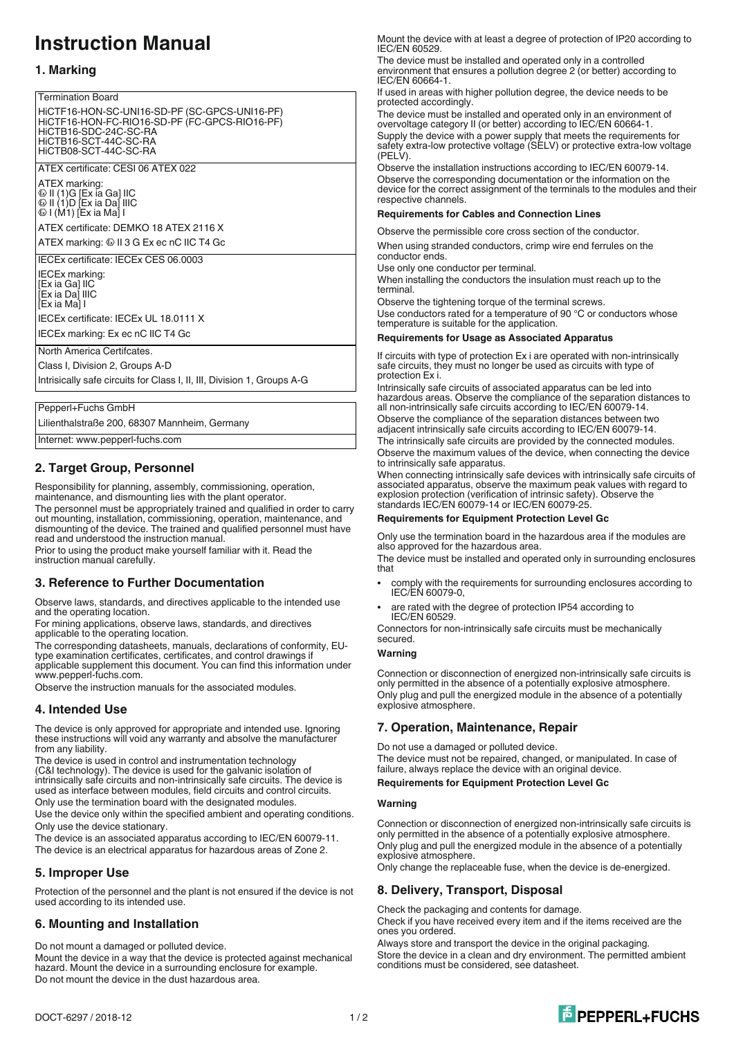# Instruction Manual

## 1. Marking

| Termination Board |
|---|
| HiCTF16-HON-SC-UNI16-SD-PF (SC-GPCS-UNI16-PF)<br>HiCTF16-HON-FC-RIO16-SD-PF (FC-GPCS-RIO16-PF)<br>HiCTB16-SDC-24C-SC-RA<br>HiCTB16-SCT-44C-SC-RA<br>HiCTB08-SCT-44C-SC-RA |
| ATEX certificate: CESI 06 ATEX 022 |
| ATEX marking:<br>Ⓔx II (1)G [Ex ia Ga] IIC<br>Ⓔx II (1)D [Ex ia Da] IIIC<br>Ⓔx I (M1) [Ex ia Ma] I |
| ATEX certificate: DEMKO 18 ATEX 2116 X |
| ATEX marking: Ⓔx II 3 G Ex ec nC IIC T4 Gc |
| IECEx certificate: IECEx CES 06.0003 |
| IECEx marking:<br>[Ex ia Ga] IIC<br>[Ex ia Da] IIIC<br>[Ex ia Ma] I |
| IECEx certificate: IECEx UL 18.0111 X |
| IECEx marking: Ex ec nC IIC T4 Gc |
| North America Certifcates. |
| Class I, Division 2, Groups A-D |
| Intrisically safe circuits for Class I, II, III, Division 1, Groups A-G |

| Pepperl+Fuchs GmbH |
|---|
| Lilienthalstraße 200, 68307 Mannheim, Germany |
| Internet: www.pepperl-fuchs.com |

## 2. Target Group, Personnel

Responsibility for planning, assembly, commissioning, operation, maintenance, and dismounting lies with the plant operator.

The personnel must be appropriately trained and qualified in order to carry out mounting, installation, commissioning, operation, maintenance, and dismounting of the device. The trained and qualified personnel must have read and understood the instruction manual.

Prior to using the product make yourself familiar with it. Read the instruction manual carefully.

## 3. Reference to Further Documentation

Observe laws, standards, and directives applicable to the intended use and the operating location.

For mining applications, observe laws, standards, and directives applicable to the operating location.

The corresponding datasheets, manuals, declarations of conformity, EU-type examination certificates, certificates, and control drawings if applicable supplement this document. You can find this information under www.pepperl-fuchs.com.

Observe the instruction manuals for the associated modules.

## 4. Intended Use

The device is only approved for appropriate and intended use. Ignoring these instructions will void any warranty and absolve the manufacturer from any liability.

The device is used in control and instrumentation technology (C&I technology). The device is used for the galvanic isolation of intrinsically safe circuits and non-intrinsically safe circuits. The device is used as interface between modules, field circuits and control circuits.

Only use the termination board with the designated modules.

Use the device only within the specified ambient and operating conditions.

Only use the device stationary.

The device is an associated apparatus according to IEC/EN 60079-11.

The device is an electrical apparatus for hazardous areas of Zone 2.

## 5. Improper Use

Protection of the personnel and the plant is not ensured if the device is not used according to its intended use.

## 6. Mounting and Installation

Do not mount a damaged or polluted device.

Mount the device in a way that the device is protected against mechanical hazard. Mount the device in a surrounding enclosure for example.

Do not mount the device in the dust hazardous area.

Mount the device with at least a degree of protection of IP20 according to IEC/EN 60529.

The device must be installed and operated only in a controlled environment that ensures a pollution degree 2 (or better) according to IEC/EN 60664-1.

If used in areas with higher pollution degree, the device needs to be protected accordingly.

The device must be installed and operated only in an environment of overvoltage category II (or better) according to IEC/EN 60664-1.

Supply the device with a power supply that meets the requirements for safety extra-low protective voltage (SELV) or protective extra-low voltage (PELV).

Observe the installation instructions according to IEC/EN 60079-14.

Observe the corresponding documentation or the information on the device for the correct assignment of the terminals to the modules and their respective channels.

**Requirements for Cables and Connection Lines**

Observe the permissible core cross section of the conductor.

When using stranded conductors, crimp wire end ferrules on the conductor ends.

Use only one conductor per terminal.

When installing the conductors the insulation must reach up to the terminal.

Observe the tightening torque of the terminal screws.

Use conductors rated for a temperature of 90 °C or conductors whose temperature is suitable for the application.

**Requirements for Usage as Associated Apparatus**

If circuits with type of protection Ex i are operated with non-intrinsically safe circuits, they must no longer be used as circuits with type of protection Ex i.

Intrinsically safe circuits of associated apparatus can be led into hazardous areas. Observe the compliance of the separation distances to all non-intrinsically safe circuits according to IEC/EN 60079-14.

Observe the compliance of the separation distances between two adjacent intrinsically safe circuits according to IEC/EN 60079-14.

The intrinsically safe circuits are provided by the connected modules.

Observe the maximum values of the device, when connecting the device to intrinsically safe apparatus.

When connecting intrinsically safe devices with intrinsically safe circuits of associated apparatus, observe the maximum peak values with regard to explosion protection (verification of intrinsic safety). Observe the standards IEC/EN 60079-14 or IEC/EN 60079-25.

**Requirements for Equipment Protection Level Gc**

Only use the termination board in the hazardous area if the modules are also approved for the hazardous area.

The device must be installed and operated only in surrounding enclosures that

- comply with the requirements for surrounding enclosures according to IEC/EN 60079-0,
- are rated with the degree of protection IP54 according to IEC/EN 60529.

Connectors for non-intrinsically safe circuits must be mechanically secured.

**Warning**

Connection or disconnection of energized non-intrinsically safe circuits is only permitted in the absence of a potentially explosive atmosphere.

Only plug and pull the energized module in the absence of a potentially explosive atmosphere.

## 7. Operation, Maintenance, Repair

Do not use a damaged or polluted device.

The device must not be repaired, changed, or manipulated. In case of failure, always replace the device with an original device.

**Requirements for Equipment Protection Level Gc**

**Warning**

Connection or disconnection of energized non-intrinsically safe circuits is only permitted in the absence of a potentially explosive atmosphere.

Only plug and pull the energized module in the absence of a potentially explosive atmosphere.

Only change the replaceable fuse, when the device is de-energized.

## 8. Delivery, Transport, Disposal

Check the packaging and contents for damage.

Check if you have received every item and if the items received are the ones you ordered.

Always store and transport the device in the original packaging.

Store the device in a clean and dry environment. The permitted ambient conditions must be considered, see datasheet.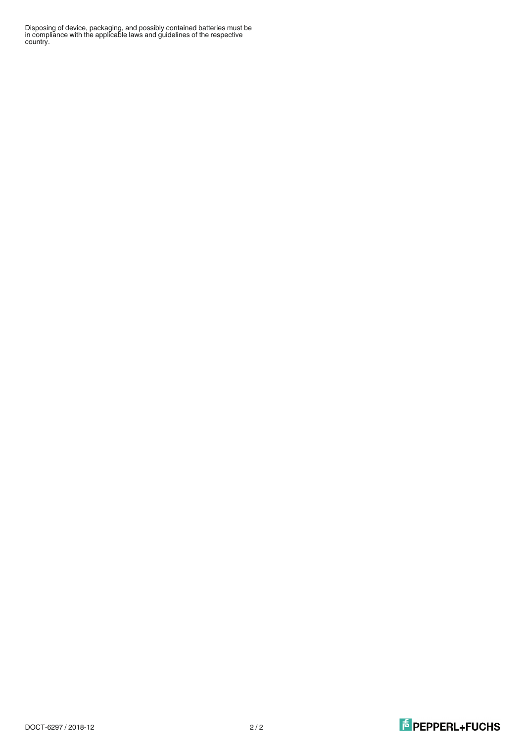Disposing of device, packaging, and possibly contained batteries must be in compliance with the applicable laws and guidelines of the respective country.